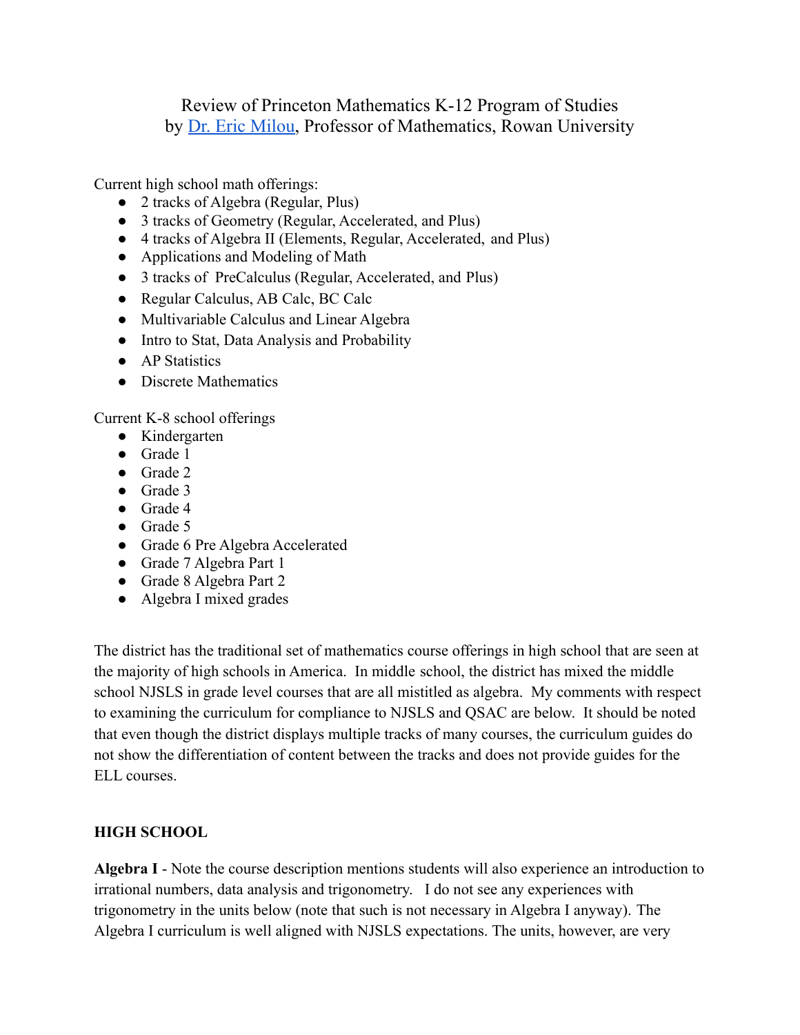# Review of Princeton Mathematics K-12 Program of Studies
## by [Dr. Eric Milou](), Professor of Mathematics, Rowan University

Current high school math offerings:

- 2 tracks of Algebra (Regular, Plus)
- 3 tracks of Geometry (Regular, Accelerated, and Plus)
- 4 tracks of Algebra II (Elements, Regular, Accelerated, and Plus)
- Applications and Modeling of Math
- 3 tracks of PreCalculus (Regular, Accelerated, and Plus)
- Regular Calculus, AB Calc, BC Calc
- Multivariable Calculus and Linear Algebra
- Intro to Stat, Data Analysis and Probability
- AP Statistics
- Discrete Mathematics

Current K-8 school offerings

- Kindergarten
- Grade 1
- Grade 2
- Grade 3
- Grade 4
- Grade 5
- Grade 6 Pre Algebra Accelerated
- Grade 7 Algebra Part 1
- Grade 8 Algebra Part 2
- Algebra I mixed grades

The district has the traditional set of mathematics course offerings in high school that are seen at the majority of high schools in America. In middle school, the district has mixed the middle school NJSLS in grade level courses that are all mistitled as algebra. My comments with respect to examining the curriculum for compliance to NJSLS and QSAC are below. It should be noted that even though the district displays multiple tracks of many courses, the curriculum guides do not show the differentiation of content between the tracks and does not provide guides for the ELL courses.

**HIGH SCHOOL**

**Algebra I** - Note the course description mentions students will also experience an introduction to irrational numbers, data analysis and trigonometry. I do not see any experiences with trigonometry in the units below (note that such is not necessary in Algebra I anyway). The Algebra I curriculum is well aligned with NJSLS expectations. The units, however, are very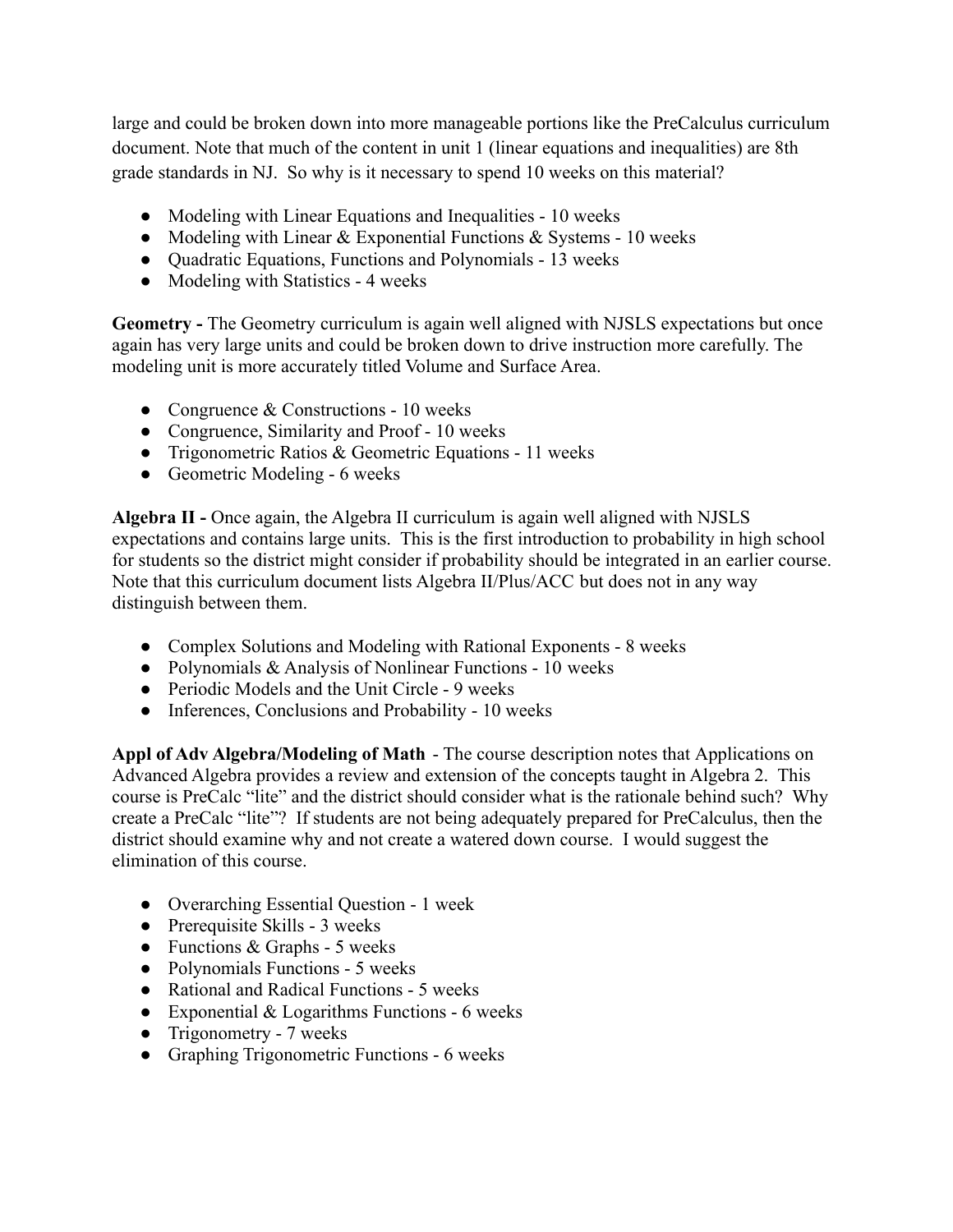large and could be broken down into more manageable portions like the PreCalculus curriculum document. Note that much of the content in unit 1 (linear equations and inequalities) are 8th grade standards in NJ. So why is it necessary to spend 10 weeks on this material?

- Modeling with Linear Equations and Inequalities - 10 weeks
- Modeling with Linear & Exponential Functions & Systems - 10 weeks
- Quadratic Equations, Functions and Polynomials - 13 weeks
- Modeling with Statistics - 4 weeks

**Geometry -** The Geometry curriculum is again well aligned with NJSLS expectations but once again has very large units and could be broken down to drive instruction more carefully. The modeling unit is more accurately titled Volume and Surface Area.

- Congruence & Constructions - 10 weeks
- Congruence, Similarity and Proof - 10 weeks
- Trigonometric Ratios & Geometric Equations - 11 weeks
- Geometric Modeling - 6 weeks

**Algebra II -** Once again, the Algebra II curriculum is again well aligned with NJSLS expectations and contains large units. This is the first introduction to probability in high school for students so the district might consider if probability should be integrated in an earlier course. Note that this curriculum document lists Algebra II/Plus/ACC but does not in any way distinguish between them.

- Complex Solutions and Modeling with Rational Exponents - 8 weeks
- Polynomials & Analysis of Nonlinear Functions - 10 weeks
- Periodic Models and the Unit Circle - 9 weeks
- Inferences, Conclusions and Probability - 10 weeks

**Appl of Adv Algebra/Modeling of Math** - The course description notes that Applications on Advanced Algebra provides a review and extension of the concepts taught in Algebra 2. This course is PreCalc "lite" and the district should consider what is the rationale behind such? Why create a PreCalc "lite"? If students are not being adequately prepared for PreCalculus, then the district should examine why and not create a watered down course. I would suggest the elimination of this course.

- Overarching Essential Question - 1 week
- Prerequisite Skills - 3 weeks
- Functions & Graphs - 5 weeks
- Polynomials Functions - 5 weeks
- Rational and Radical Functions - 5 weeks
- Exponential & Logarithms Functions - 6 weeks
- Trigonometry - 7 weeks
- Graphing Trigonometric Functions - 6 weeks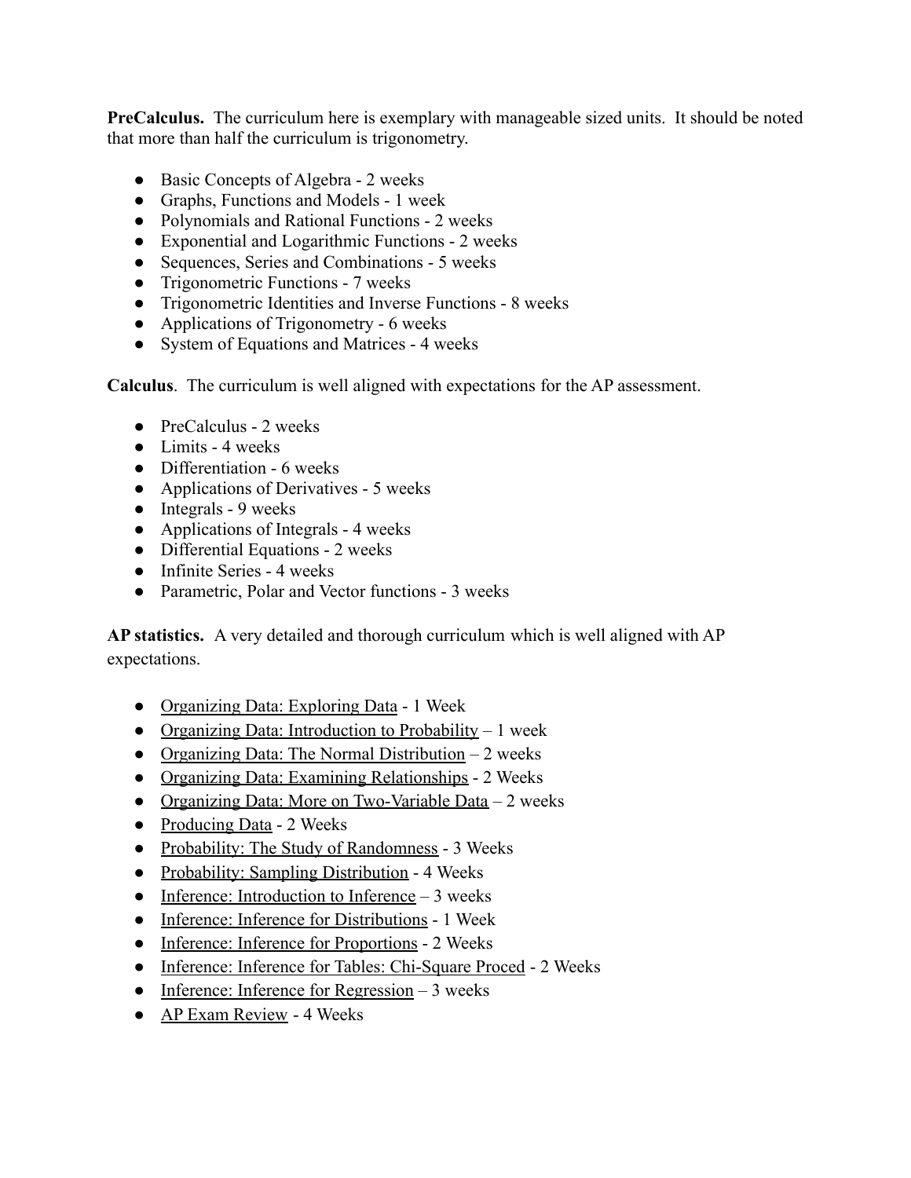**PreCalculus.** The curriculum here is exemplary with manageable sized units. It should be noted that more than half the curriculum is trigonometry.

- Basic Concepts of Algebra - 2 weeks
- Graphs, Functions and Models - 1 week
- Polynomials and Rational Functions - 2 weeks
- Exponential and Logarithmic Functions - 2 weeks
- Sequences, Series and Combinations - 5 weeks
- Trigonometric Functions - 7 weeks
- Trigonometric Identities and Inverse Functions - 8 weeks
- Applications of Trigonometry - 6 weeks
- System of Equations and Matrices - 4 weeks

**Calculus**. The curriculum is well aligned with expectations for the AP assessment.

- PreCalculus - 2 weeks
- Limits - 4 weeks
- Differentiation - 6 weeks
- Applications of Derivatives - 5 weeks
- Integrals - 9 weeks
- Applications of Integrals - 4 weeks
- Differential Equations - 2 weeks
- Infinite Series - 4 weeks
- Parametric, Polar and Vector functions - 3 weeks

**AP statistics.** A very detailed and thorough curriculum which is well aligned with AP expectations.

- Organizing Data: Exploring Data - 1 Week
- Organizing Data: Introduction to Probability – 1 week
- Organizing Data: The Normal Distribution – 2 weeks
- Organizing Data: Examining Relationships - 2 Weeks
- Organizing Data: More on Two-Variable Data – 2 weeks
- Producing Data - 2 Weeks
- Probability: The Study of Randomness - 3 Weeks
- Probability: Sampling Distribution - 4 Weeks
- Inference: Introduction to Inference – 3 weeks
- Inference: Inference for Distributions - 1 Week
- Inference: Inference for Proportions - 2 Weeks
- Inference: Inference for Tables: Chi-Square Proced - 2 Weeks
- Inference: Inference for Regression – 3 weeks
- AP Exam Review - 4 Weeks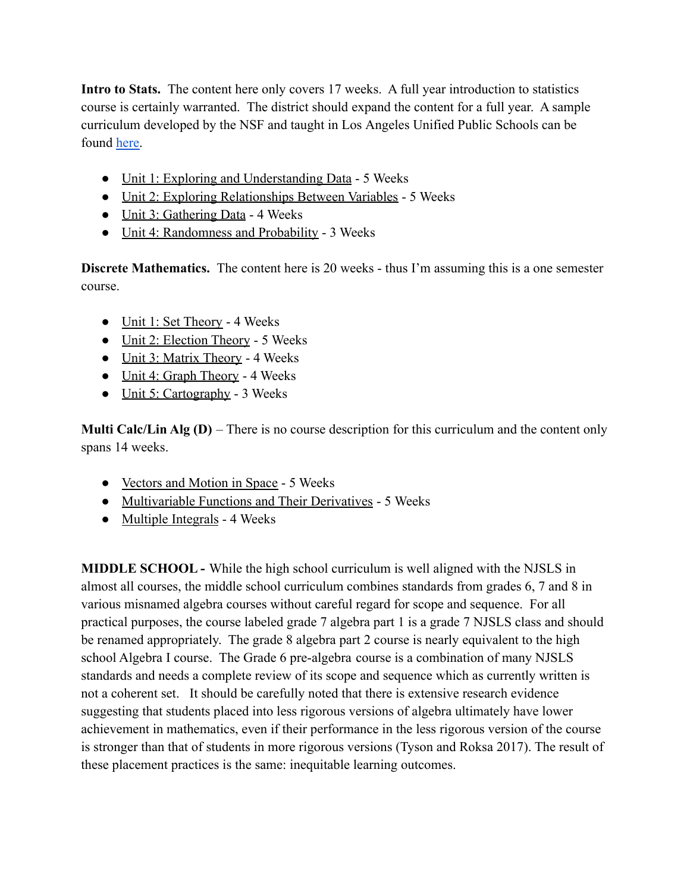**Intro to Stats.** The content here only covers 17 weeks. A full year introduction to statistics course is certainly warranted. The district should expand the content for a full year. A sample curriculum developed by the NSF and taught in Los Angeles Unified Public Schools can be found here.

- Unit 1: Exploring and Understanding Data - 5 Weeks
- Unit 2: Exploring Relationships Between Variables - 5 Weeks
- Unit 3: Gathering Data - 4 Weeks
- Unit 4: Randomness and Probability - 3 Weeks

**Discrete Mathematics.** The content here is 20 weeks - thus I'm assuming this is a one semester course.

- Unit 1: Set Theory - 4 Weeks
- Unit 2: Election Theory - 5 Weeks
- Unit 3: Matrix Theory - 4 Weeks
- Unit 4: Graph Theory - 4 Weeks
- Unit 5: Cartography - 3 Weeks

**Multi Calc/Lin Alg (D)** – There is no course description for this curriculum and the content only spans 14 weeks.

- Vectors and Motion in Space - 5 Weeks
- Multivariable Functions and Their Derivatives - 5 Weeks
- Multiple Integrals - 4 Weeks

**MIDDLE SCHOOL -** While the high school curriculum is well aligned with the NJSLS in almost all courses, the middle school curriculum combines standards from grades 6, 7 and 8 in various misnamed algebra courses without careful regard for scope and sequence. For all practical purposes, the course labeled grade 7 algebra part 1 is a grade 7 NJSLS class and should be renamed appropriately. The grade 8 algebra part 2 course is nearly equivalent to the high school Algebra I course. The Grade 6 pre-algebra course is a combination of many NJSLS standards and needs a complete review of its scope and sequence which as currently written is not a coherent set. It should be carefully noted that there is extensive research evidence suggesting that students placed into less rigorous versions of algebra ultimately have lower achievement in mathematics, even if their performance in the less rigorous version of the course is stronger than that of students in more rigorous versions (Tyson and Roksa 2017). The result of these placement practices is the same: inequitable learning outcomes.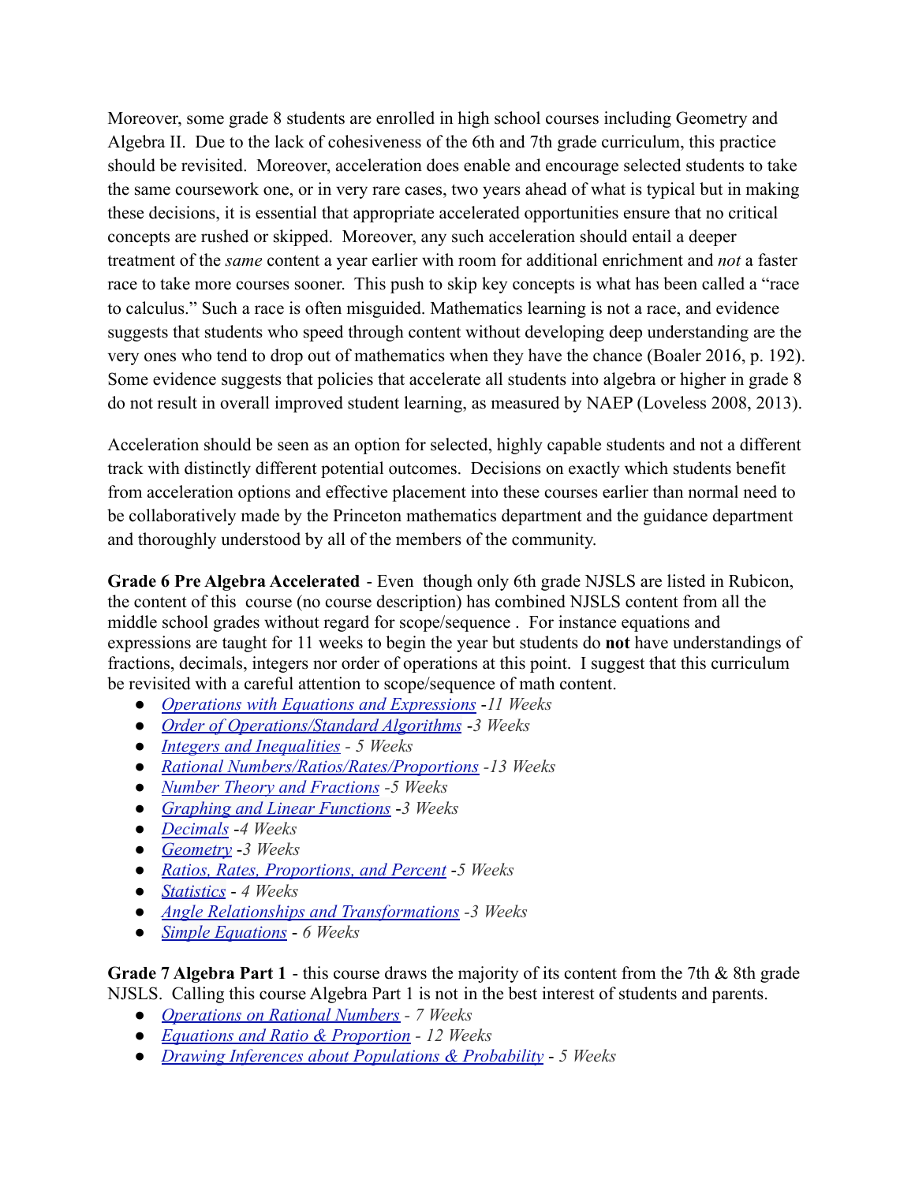Moreover, some grade 8 students are enrolled in high school courses including Geometry and Algebra II. Due to the lack of cohesiveness of the 6th and 7th grade curriculum, this practice should be revisited. Moreover, acceleration does enable and encourage selected students to take the same coursework one, or in very rare cases, two years ahead of what is typical but in making these decisions, it is essential that appropriate accelerated opportunities ensure that no critical concepts are rushed or skipped. Moreover, any such acceleration should entail a deeper treatment of the *same* content a year earlier with room for additional enrichment and *not* a faster race to take more courses sooner. This push to skip key concepts is what has been called a "race to calculus." Such a race is often misguided. Mathematics learning is not a race, and evidence suggests that students who speed through content without developing deep understanding are the very ones who tend to drop out of mathematics when they have the chance (Boaler 2016, p. 192). Some evidence suggests that policies that accelerate all students into algebra or higher in grade 8 do not result in overall improved student learning, as measured by NAEP (Loveless 2008, 2013).

Acceleration should be seen as an option for selected, highly capable students and not a different track with distinctly different potential outcomes. Decisions on exactly which students benefit from acceleration options and effective placement into these courses earlier than normal need to be collaboratively made by the Princeton mathematics department and the guidance department and thoroughly understood by all of the members of the community.

**Grade 6 Pre Algebra Accelerated** - Even though only 6th grade NJSLS are listed in Rubicon, the content of this course (no course description) has combined NJSLS content from all the middle school grades without regard for scope/sequence . For instance equations and expressions are taught for 11 weeks to begin the year but students do **not** have understandings of fractions, decimals, integers nor order of operations at this point. I suggest that this curriculum be revisited with a careful attention to scope/sequence of math content.

- *Operations with Equations and Expressions -11 Weeks*
- *Order of Operations/Standard Algorithms -3 Weeks*
- *Integers and Inequalities - 5 Weeks*
- *Rational Numbers/Ratios/Rates/Proportions -13 Weeks*
- *Number Theory and Fractions -5 Weeks*
- *Graphing and Linear Functions -3 Weeks*
- *Decimals -4 Weeks*
- *Geometry -3 Weeks*
- *Ratios, Rates, Proportions, and Percent -5 Weeks*
- *Statistics - 4 Weeks*
- *Angle Relationships and Transformations -3 Weeks*
- *Simple Equations - 6 Weeks*

**Grade 7 Algebra Part 1** - this course draws the majority of its content from the 7th & 8th grade NJSLS. Calling this course Algebra Part 1 is not in the best interest of students and parents.

- *Operations on Rational Numbers - 7 Weeks*
- *Equations and Ratio & Proportion - 12 Weeks*
- *Drawing Inferences about Populations & Probability - 5 Weeks*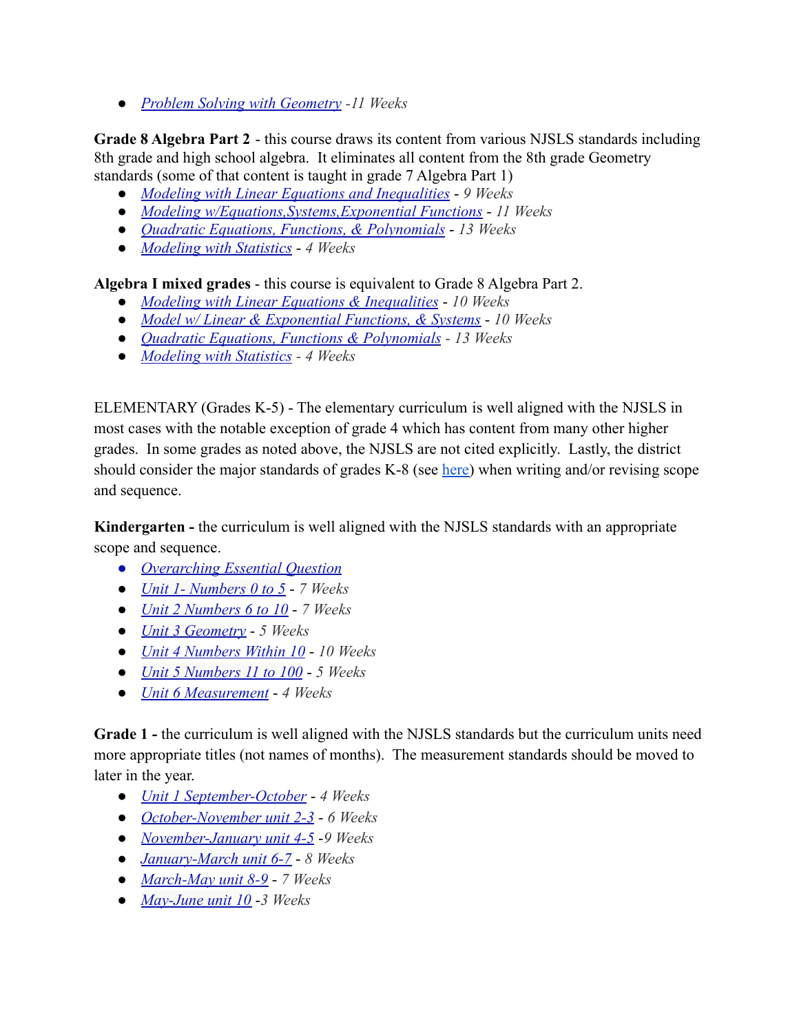- *Problem Solving with Geometry -11 Weeks*

**Grade 8 Algebra Part 2** - this course draws its content from various NJSLS standards including 8th grade and high school algebra. It eliminates all content from the 8th grade Geometry standards (some of that content is taught in grade 7 Algebra Part 1)

- *Modeling with Linear Equations and Inequalities - 9 Weeks*
- *Modeling w/Equations,Systems,Exponential Functions - 11 Weeks*
- *Quadratic Equations, Functions, & Polynomials - 13 Weeks*
- *Modeling with Statistics - 4 Weeks*

**Algebra I mixed grades** - this course is equivalent to Grade 8 Algebra Part 2.

- *Modeling with Linear Equations & Inequalities - 10 Weeks*
- *Model w/ Linear & Exponential Functions, & Systems - 10 Weeks*
- *Quadratic Equations, Functions & Polynomials - 13 Weeks*
- *Modeling with Statistics - 4 Weeks*

ELEMENTARY (Grades K-5) - The elementary curriculum is well aligned with the NJSLS in most cases with the notable exception of grade 4 which has content from many other higher grades. In some grades as noted above, the NJSLS are not cited explicitly. Lastly, the district should consider the major standards of grades K-8 (see here) when writing and/or revising scope and sequence.

**Kindergarten -** the curriculum is well aligned with the NJSLS standards with an appropriate scope and sequence.

- *Overarching Essential Question*
- *Unit 1- Numbers 0 to 5 - 7 Weeks*
- *Unit 2 Numbers 6 to 10 - 7 Weeks*
- *Unit 3 Geometry - 5 Weeks*
- *Unit 4 Numbers Within 10 - 10 Weeks*
- *Unit 5 Numbers 11 to 100 - 5 Weeks*
- *Unit 6 Measurement - 4 Weeks*

**Grade 1 -** the curriculum is well aligned with the NJSLS standards but the curriculum units need more appropriate titles (not names of months). The measurement standards should be moved to later in the year.

- *Unit 1 September-October - 4 Weeks*
- *October-November unit 2-3 - 6 Weeks*
- *November-January unit 4-5 -9 Weeks*
- *January-March unit 6-7 - 8 Weeks*
- *March-May unit 8-9 - 7 Weeks*
- *May-June unit 10 -3 Weeks*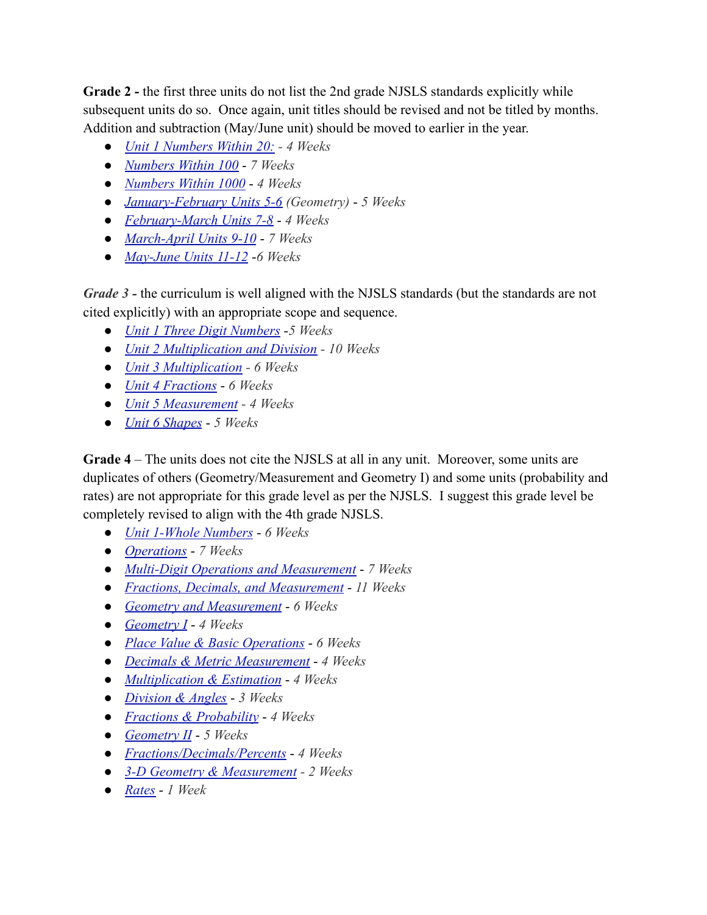**Grade 2 -** the first three units do not list the 2nd grade NJSLS standards explicitly while subsequent units do so. Once again, unit titles should be revised and not be titled by months. Addition and subtraction (May/June unit) should be moved to earlier in the year.

- *Unit 1 Numbers Within 20: - 4 Weeks*
- *Numbers Within 100 - 7 Weeks*
- *Numbers Within 1000 - 4 Weeks*
- *January-February Units 5-6 (Geometry) - 5 Weeks*
- *February-March Units 7-8 - 4 Weeks*
- *March-April Units 9-10 - 7 Weeks*
- *May-June Units 11-12 -6 Weeks*

***Grade 3*** - the curriculum is well aligned with the NJSLS standards (but the standards are not cited explicitly) with an appropriate scope and sequence.

- *Unit 1 Three Digit Numbers -5 Weeks*
- *Unit 2 Multiplication and Division - 10 Weeks*
- *Unit 3 Multiplication - 6 Weeks*
- *Unit 4 Fractions - 6 Weeks*
- *Unit 5 Measurement - 4 Weeks*
- *Unit 6 Shapes - 5 Weeks*

**Grade 4** – The units does not cite the NJSLS at all in any unit. Moreover, some units are duplicates of others (Geometry/Measurement and Geometry I) and some units (probability and rates) are not appropriate for this grade level as per the NJSLS. I suggest this grade level be completely revised to align with the 4th grade NJSLS.

- *Unit 1-Whole Numbers - 6 Weeks*
- *Operations - 7 Weeks*
- *Multi-Digit Operations and Measurement - 7 Weeks*
- *Fractions, Decimals, and Measurement - 11 Weeks*
- *Geometry and Measurement - 6 Weeks*
- *Geometry I - 4 Weeks*
- *Place Value & Basic Operations - 6 Weeks*
- *Decimals & Metric Measurement - 4 Weeks*
- *Multiplication & Estimation - 4 Weeks*
- *Division & Angles - 3 Weeks*
- *Fractions & Probability - 4 Weeks*
- *Geometry II - 5 Weeks*
- *Fractions/Decimals/Percents - 4 Weeks*
- *3-D Geometry & Measurement - 2 Weeks*
- *Rates - 1 Week*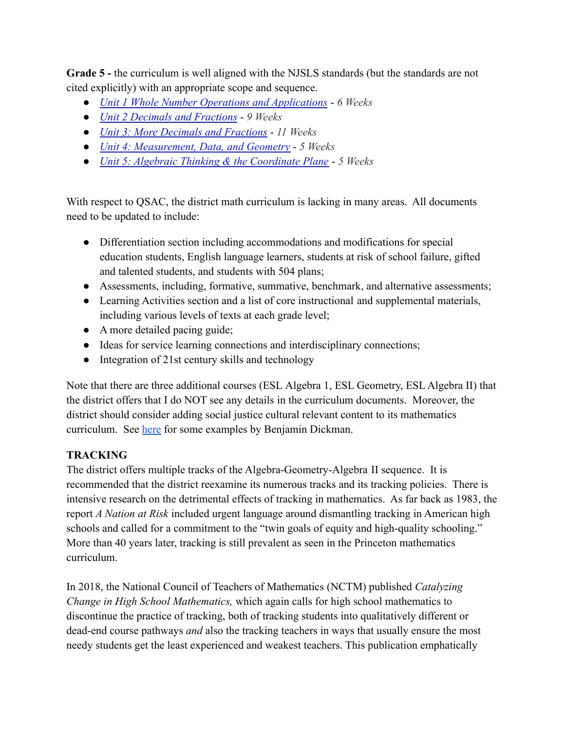**Grade 5 -** the curriculum is well aligned with the NJSLS standards (but the standards are not cited explicitly) with an appropriate scope and sequence.

- [*Unit 1 Whole Number Operations and Applications*]() - *6 Weeks*
- [*Unit 2 Decimals and Fractions*]() - *9 Weeks*
- [*Unit 3: More Decimals and Fractions*]() - *11 Weeks*
- [*Unit 4: Measurement, Data, and Geometry*]() - *5 Weeks*
- [*Unit 5: Algebraic Thinking & the Coordinate Plane*]() - *5 Weeks*

With respect to QSAC, the district math curriculum is lacking in many areas. All documents need to be updated to include:

- Differentiation section including accommodations and modifications for special education students, English language learners, students at risk of school failure, gifted and talented students, and students with 504 plans;
- Assessments, including, formative, summative, benchmark, and alternative assessments;
- Learning Activities section and a list of core instructional and supplemental materials, including various levels of texts at each grade level;
- A more detailed pacing guide;
- Ideas for service learning connections and interdisciplinary connections;
- Integration of 21st century skills and technology

Note that there are three additional courses (ESL Algebra 1, ESL Geometry, ESL Algebra II) that the district offers that I do NOT see any details in the curriculum documents. Moreover, the district should consider adding social justice cultural relevant content to its mathematics curriculum. See [here]() for some examples by Benjamin Dickman.

**TRACKING**

The district offers multiple tracks of the Algebra-Geometry-Algebra II sequence. It is recommended that the district reexamine its numerous tracks and its tracking policies. There is intensive research on the detrimental effects of tracking in mathematics. As far back as 1983, the report *A Nation at Risk* included urgent language around dismantling tracking in American high schools and called for a commitment to the "twin goals of equity and high-quality schooling." More than 40 years later, tracking is still prevalent as seen in the Princeton mathematics curriculum.

In 2018, the National Council of Teachers of Mathematics (NCTM) published *Catalyzing Change in High School Mathematics,* which again calls for high school mathematics to discontinue the practice of tracking, both of tracking students into qualitatively different or dead-end course pathways *and* also the tracking teachers in ways that usually ensure the most needy students get the least experienced and weakest teachers. This publication emphatically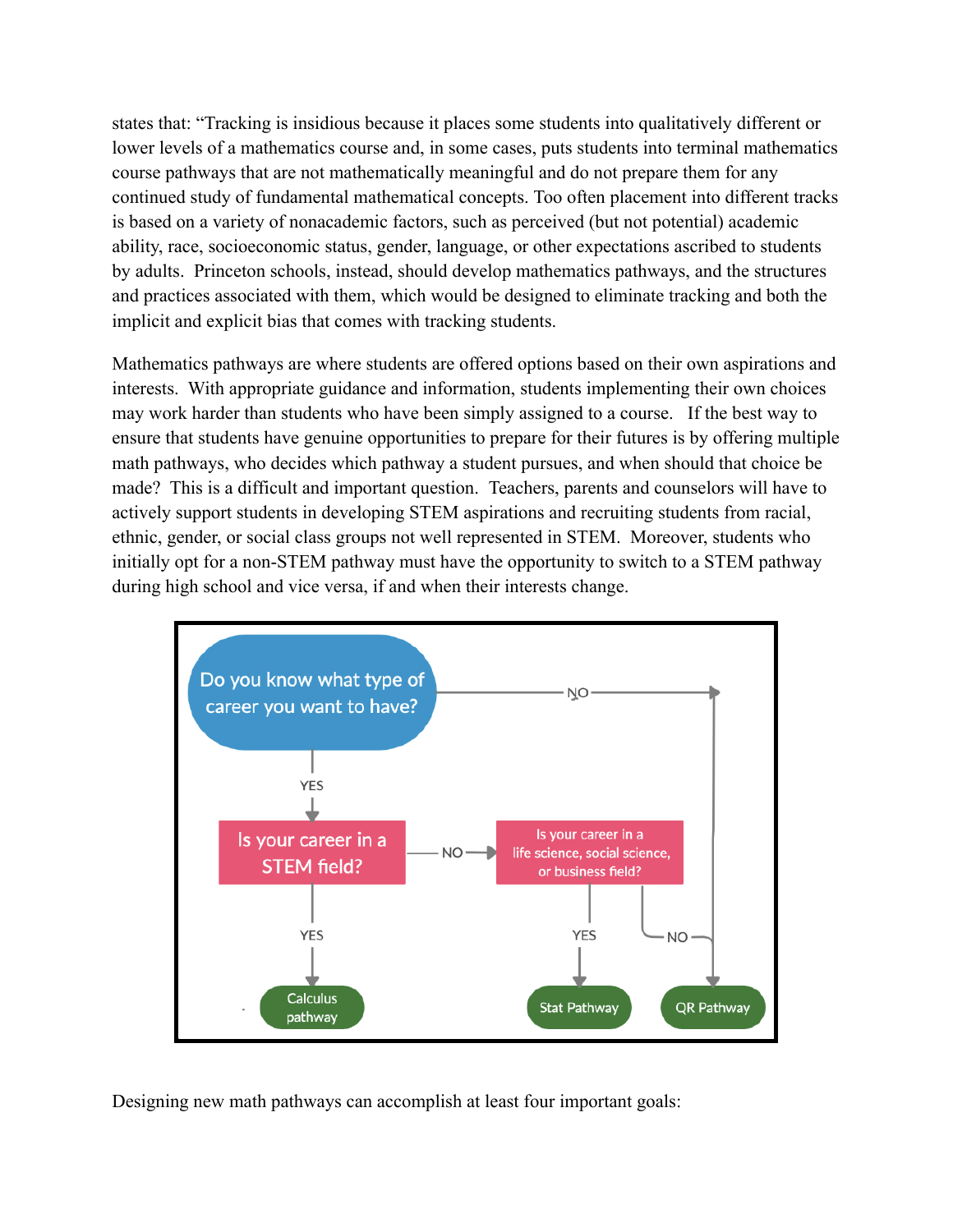states that: "Tracking is insidious because it places some students into qualitatively different or lower levels of a mathematics course and, in some cases, puts students into terminal mathematics course pathways that are not mathematically meaningful and do not prepare them for any continued study of fundamental mathematical concepts. Too often placement into different tracks is based on a variety of nonacademic factors, such as perceived (but not potential) academic ability, race, socioeconomic status, gender, language, or other expectations ascribed to students by adults. Princeton schools, instead, should develop mathematics pathways, and the structures and practices associated with them, which would be designed to eliminate tracking and both the implicit and explicit bias that comes with tracking students.

Mathematics pathways are where students are offered options based on their own aspirations and interests. With appropriate guidance and information, students implementing their own choices may work harder than students who have been simply assigned to a course. If the best way to ensure that students have genuine opportunities to prepare for their futures is by offering multiple math pathways, who decides which pathway a student pursues, and when should that choice be made? This is a difficult and important question. Teachers, parents and counselors will have to actively support students in developing STEM aspirations and recruiting students from racial, ethnic, gender, or social class groups not well represented in STEM. Moreover, students who initially opt for a non-STEM pathway must have the opportunity to switch to a STEM pathway during high school and vice versa, if and when their interests change.

- Do you know what type of career you want to have?
  - YES → Is your career in a STEM field?
    - YES → Calculus pathway
    - NO → Is your career in a life science, social science, or business field?
      - YES → Stat Pathway
      - NO → QR Pathway
  - NO → QR Pathway

Designing new math pathways can accomplish at least four important goals: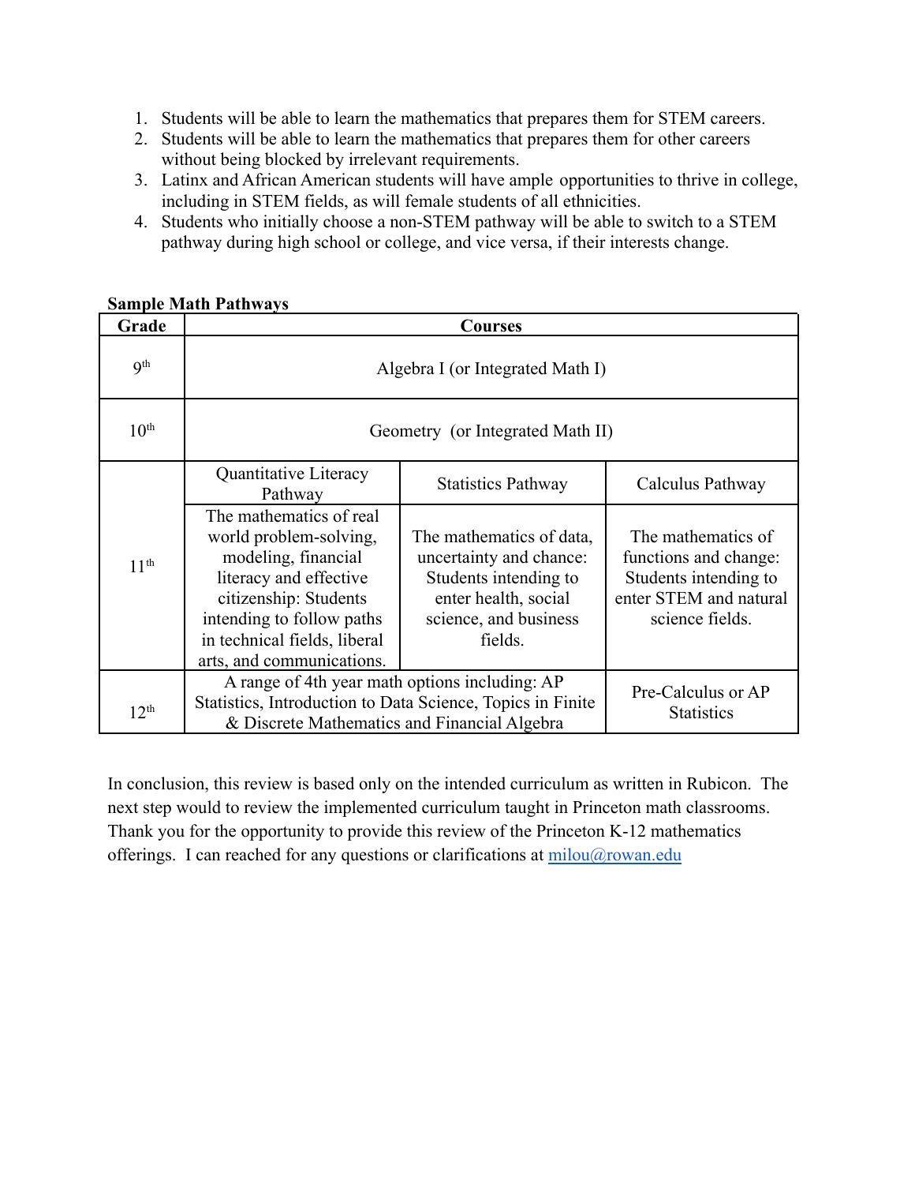1. Students will be able to learn the mathematics that prepares them for STEM careers.
2. Students will be able to learn the mathematics that prepares them for other careers without being blocked by irrelevant requirements.
3. Latinx and African American students will have ample opportunities to thrive in college, including in STEM fields, as will female students of all ethnicities.
4. Students who initially choose a non-STEM pathway will be able to switch to a STEM pathway during high school or college, and vice versa, if their interests change.

**Sample Math Pathways**

| Grade | Courses | | |
|---|---|---|---|
| 9th | Algebra I (or Integrated Math I) | | |
| 10th | Geometry (or Integrated Math II) | | |
| 11th | Quantitative Literacy Pathway | Statistics Pathway | Calculus Pathway |
| | The mathematics of real world problem-solving, modeling, financial literacy and effective citizenship: Students intending to follow paths in technical fields, liberal arts, and communications. | The mathematics of data, uncertainty and chance: Students intending to enter health, social science, and business fields. | The mathematics of functions and change: Students intending to enter STEM and natural science fields. |
| 12th | A range of 4th year math options including: AP Statistics, Introduction to Data Science, Topics in Finite & Discrete Mathematics and Financial Algebra | | Pre-Calculus or AP Statistics |

In conclusion, this review is based only on the intended curriculum as written in Rubicon. The next step would to review the implemented curriculum taught in Princeton math classrooms. Thank you for the opportunity to provide this review of the Princeton K-12 mathematics offerings. I can reached for any questions or clarifications at milou@rowan.edu